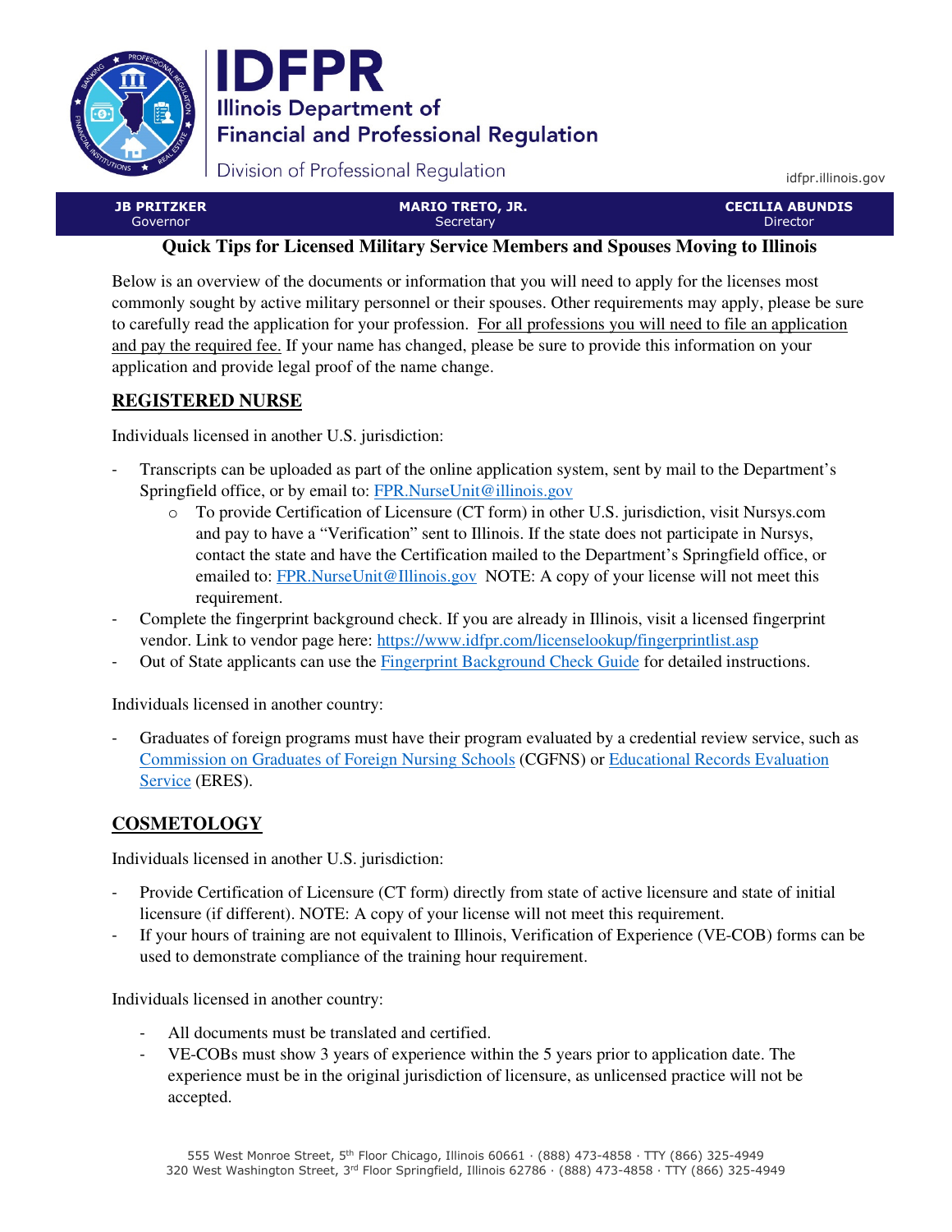IDFPR
Illinois Department of Financial and Professional Regulation
Division of Professional Regulation

idfpr.illinois.gov

| JB PRITZKER Governor | MARIO TRETO, JR. Secretary | CECILIA ABUNDIS Director |
|---|---|---|

# Quick Tips for Licensed Military Service Members and Spouses Moving to Illinois

Below is an overview of the documents or information that you will need to apply for the licenses most commonly sought by active military personnel or their spouses. Other requirements may apply, please be sure to carefully read the application for your profession. For all professions you will need to file an application and pay the required fee. If your name has changed, please be sure to provide this information on your application and provide legal proof of the name change.

## REGISTERED NURSE

Individuals licensed in another U.S. jurisdiction:

- Transcripts can be uploaded as part of the online application system, sent by mail to the Department's Springfield office, or by email to: FPR.NurseUnit@illinois.gov
    - To provide Certification of Licensure (CT form) in other U.S. jurisdiction, visit Nursys.com and pay to have a "Verification" sent to Illinois. If the state does not participate in Nursys, contact the state and have the Certification mailed to the Department's Springfield office, or emailed to: FPR.NurseUnit@Illinois.gov NOTE: A copy of your license will not meet this requirement.
- Complete the fingerprint background check. If you are already in Illinois, visit a licensed fingerprint vendor. Link to vendor page here: https://www.idfpr.com/licenselookup/fingerprintlist.asp
- Out of State applicants can use the Fingerprint Background Check Guide for detailed instructions.

Individuals licensed in another country:

- Graduates of foreign programs must have their program evaluated by a credential review service, such as Commission on Graduates of Foreign Nursing Schools (CGFNS) or Educational Records Evaluation Service (ERES).

## COSMETOLOGY

Individuals licensed in another U.S. jurisdiction:

- Provide Certification of Licensure (CT form) directly from state of active licensure and state of initial licensure (if different). NOTE: A copy of your license will not meet this requirement.
- If your hours of training are not equivalent to Illinois, Verification of Experience (VE-COB) forms can be used to demonstrate compliance of the training hour requirement.

Individuals licensed in another country:

- All documents must be translated and certified.
- VE-COBs must show 3 years of experience within the 5 years prior to application date. The experience must be in the original jurisdiction of licensure, as unlicensed practice will not be accepted.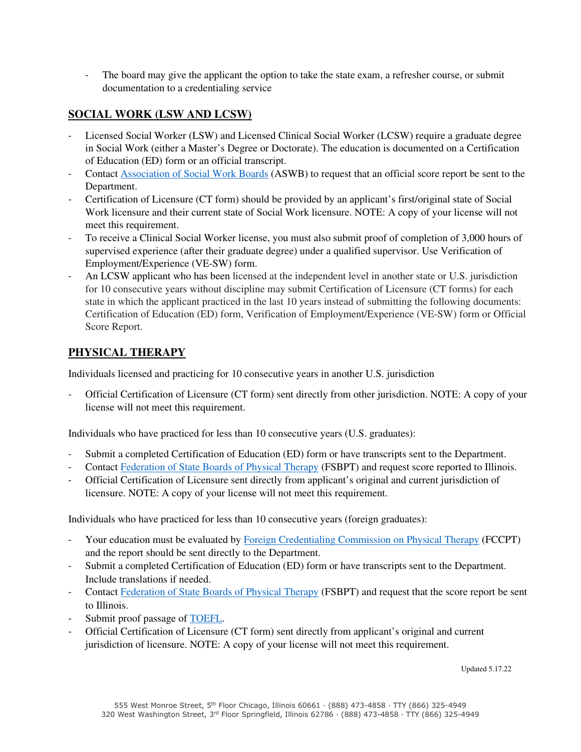- The board may give the applicant the option to take the state exam, a refresher course, or submit documentation to a credentialing service

## SOCIAL WORK (LSW AND LCSW)

- Licensed Social Worker (LSW) and Licensed Clinical Social Worker (LCSW) require a graduate degree in Social Work (either a Master's Degree or Doctorate). The education is documented on a Certification of Education (ED) form or an official transcript.
- Contact Association of Social Work Boards (ASWB) to request that an official score report be sent to the Department.
- Certification of Licensure (CT form) should be provided by an applicant's first/original state of Social Work licensure and their current state of Social Work licensure. NOTE: A copy of your license will not meet this requirement.
- To receive a Clinical Social Worker license, you must also submit proof of completion of 3,000 hours of supervised experience (after their graduate degree) under a qualified supervisor. Use Verification of Employment/Experience (VE-SW) form.
- An LCSW applicant who has been licensed at the independent level in another state or U.S. jurisdiction for 10 consecutive years without discipline may submit Certification of Licensure (CT forms) for each state in which the applicant practiced in the last 10 years instead of submitting the following documents: Certification of Education (ED) form, Verification of Employment/Experience (VE-SW) form or Official Score Report.

## PHYSICAL THERAPY

Individuals licensed and practicing for 10 consecutive years in another U.S. jurisdiction

- Official Certification of Licensure (CT form) sent directly from other jurisdiction. NOTE: A copy of your license will not meet this requirement.

Individuals who have practiced for less than 10 consecutive years (U.S. graduates):

- Submit a completed Certification of Education (ED) form or have transcripts sent to the Department.
- Contact Federation of State Boards of Physical Therapy (FSBPT) and request score reported to Illinois.
- Official Certification of Licensure sent directly from applicant's original and current jurisdiction of licensure. NOTE: A copy of your license will not meet this requirement.

Individuals who have practiced for less than 10 consecutive years (foreign graduates):

- Your education must be evaluated by Foreign Credentialing Commission on Physical Therapy (FCCPT) and the report should be sent directly to the Department.
- Submit a completed Certification of Education (ED) form or have transcripts sent to the Department. Include translations if needed.
- Contact Federation of State Boards of Physical Therapy (FSBPT) and request that the score report be sent to Illinois.
- Submit proof passage of TOEFL.
- Official Certification of Licensure (CT form) sent directly from applicant's original and current jurisdiction of licensure. NOTE: A copy of your license will not meet this requirement.

Updated 5.17.22